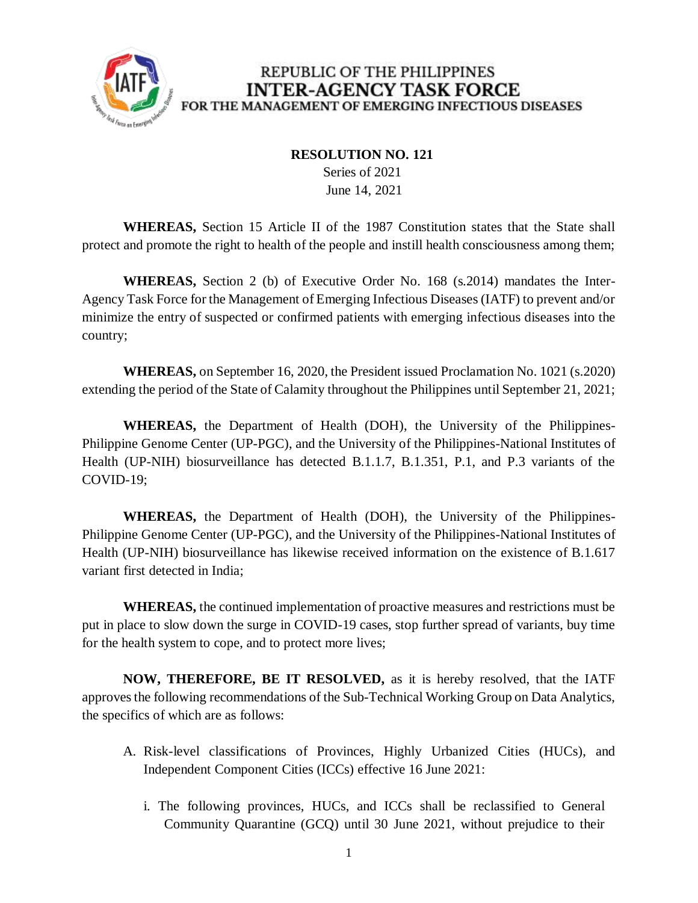REPUBLIC OF THE PHILIPPINES
**INTER-AGENCY TASK FORCE**
FOR THE MANAGEMENT OF EMERGING INFECTIOUS DISEASES

**RESOLUTION NO. 121**
Series of 2021
June 14, 2021

**WHEREAS,** Section 15 Article II of the 1987 Constitution states that the State shall protect and promote the right to health of the people and instill health consciousness among them;

**WHEREAS,** Section 2 (b) of Executive Order No. 168 (s.2014) mandates the Inter-Agency Task Force for the Management of Emerging Infectious Diseases (IATF) to prevent and/or minimize the entry of suspected or confirmed patients with emerging infectious diseases into the country;

**WHEREAS,** on September 16, 2020, the President issued Proclamation No. 1021 (s.2020) extending the period of the State of Calamity throughout the Philippines until September 21, 2021;

**WHEREAS,** the Department of Health (DOH), the University of the Philippines-Philippine Genome Center (UP-PGC), and the University of the Philippines-National Institutes of Health (UP-NIH) biosurveillance has detected B.1.1.7, B.1.351, P.1, and P.3 variants of the COVID-19;

**WHEREAS,** the Department of Health (DOH), the University of the Philippines-Philippine Genome Center (UP-PGC), and the University of the Philippines-National Institutes of Health (UP-NIH) biosurveillance has likewise received information on the existence of B.1.617 variant first detected in India;

**WHEREAS,** the continued implementation of proactive measures and restrictions must be put in place to slow down the surge in COVID-19 cases, stop further spread of variants, buy time for the health system to cope, and to protect more lives;

**NOW, THEREFORE, BE IT RESOLVED,** as it is hereby resolved, that the IATF approves the following recommendations of the Sub-Technical Working Group on Data Analytics, the specifics of which are as follows:

A. Risk-level classifications of Provinces, Highly Urbanized Cities (HUCs), and Independent Component Cities (ICCs) effective 16 June 2021:

   i. The following provinces, HUCs, and ICCs shall be reclassified to General Community Quarantine (GCQ) until 30 June 2021, without prejudice to their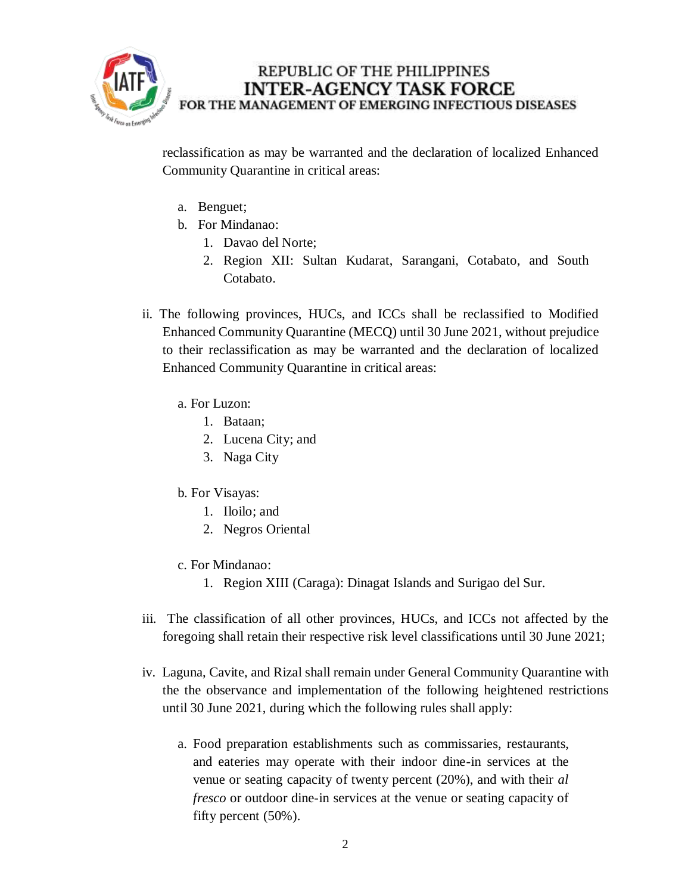reclassification as may be warranted and the declaration of localized Enhanced Community Quarantine in critical areas:

a. Benguet;
b. For Mindanao:
    1. Davao del Norte;
    2. Region XII: Sultan Kudarat, Sarangani, Cotabato, and South Cotabato.

ii. The following provinces, HUCs, and ICCs shall be reclassified to Modified Enhanced Community Quarantine (MECQ) until 30 June 2021, without prejudice to their reclassification as may be warranted and the declaration of localized Enhanced Community Quarantine in critical areas:

a. For Luzon:
    1. Bataan;
    2. Lucena City; and
    3. Naga City

b. For Visayas:
    1. Iloilo; and
    2. Negros Oriental

c. For Mindanao:
    1. Region XIII (Caraga): Dinagat Islands and Surigao del Sur.

iii. The classification of all other provinces, HUCs, and ICCs not affected by the foregoing shall retain their respective risk level classifications until 30 June 2021;

iv. Laguna, Cavite, and Rizal shall remain under General Community Quarantine with the the observance and implementation of the following heightened restrictions until 30 June 2021, during which the following rules shall apply:

a. Food preparation establishments such as commissaries, restaurants, and eateries may operate with their indoor dine-in services at the venue or seating capacity of twenty percent (20%), and with their *al fresco* or outdoor dine-in services at the venue or seating capacity of fifty percent (50%).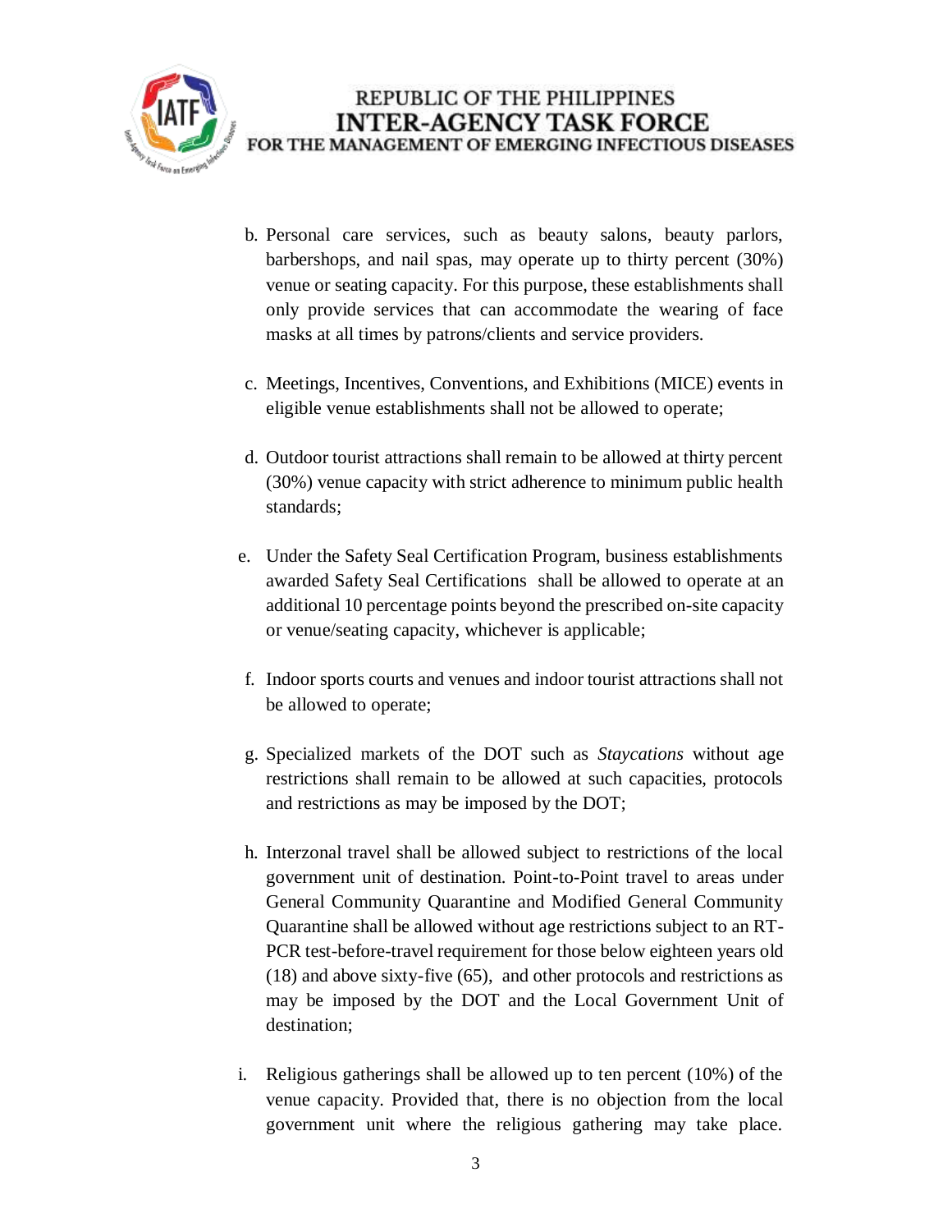b. Personal care services, such as beauty salons, beauty parlors, barbershops, and nail spas, may operate up to thirty percent (30%) venue or seating capacity. For this purpose, these establishments shall only provide services that can accommodate the wearing of face masks at all times by patrons/clients and service providers.

c. Meetings, Incentives, Conventions, and Exhibitions (MICE) events in eligible venue establishments shall not be allowed to operate;

d. Outdoor tourist attractions shall remain to be allowed at thirty percent (30%) venue capacity with strict adherence to minimum public health standards;

e. Under the Safety Seal Certification Program, business establishments awarded Safety Seal Certifications shall be allowed to operate at an additional 10 percentage points beyond the prescribed on-site capacity or venue/seating capacity, whichever is applicable;

f. Indoor sports courts and venues and indoor tourist attractions shall not be allowed to operate;

g. Specialized markets of the DOT such as *Staycations* without age restrictions shall remain to be allowed at such capacities, protocols and restrictions as may be imposed by the DOT;

h. Interzonal travel shall be allowed subject to restrictions of the local government unit of destination. Point-to-Point travel to areas under General Community Quarantine and Modified General Community Quarantine shall be allowed without age restrictions subject to an RT-PCR test-before-travel requirement for those below eighteen years old (18) and above sixty-five (65), and other protocols and restrictions as may be imposed by the DOT and the Local Government Unit of destination;

i. Religious gatherings shall be allowed up to ten percent (10%) of the venue capacity. Provided that, there is no objection from the local government unit where the religious gathering may take place.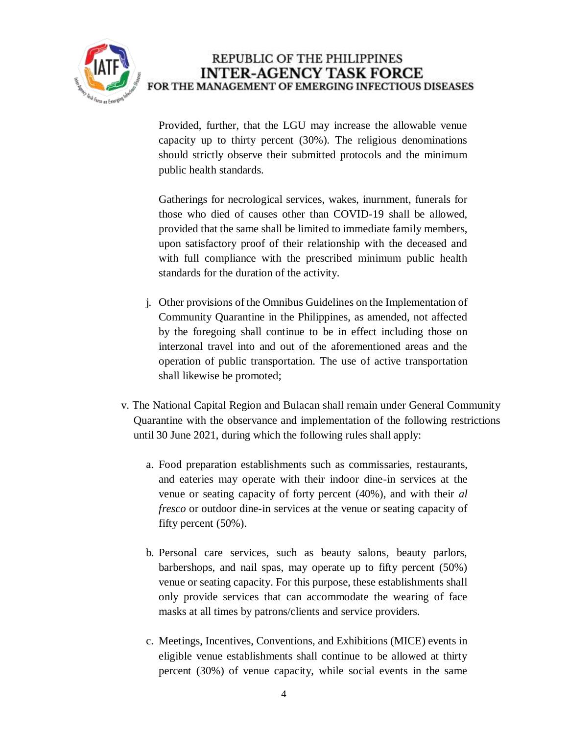Provided, further, that the LGU may increase the allowable venue capacity up to thirty percent (30%). The religious denominations should strictly observe their submitted protocols and the minimum public health standards.

Gatherings for necrological services, wakes, inurnment, funerals for those who died of causes other than COVID-19 shall be allowed, provided that the same shall be limited to immediate family members, upon satisfactory proof of their relationship with the deceased and with full compliance with the prescribed minimum public health standards for the duration of the activity.

j. Other provisions of the Omnibus Guidelines on the Implementation of Community Quarantine in the Philippines, as amended, not affected by the foregoing shall continue to be in effect including those on interzonal travel into and out of the aforementioned areas and the operation of public transportation. The use of active transportation shall likewise be promoted;

v. The National Capital Region and Bulacan shall remain under General Community Quarantine with the observance and implementation of the following restrictions until 30 June 2021, during which the following rules shall apply:

a. Food preparation establishments such as commissaries, restaurants, and eateries may operate with their indoor dine-in services at the venue or seating capacity of forty percent (40%), and with their *al fresco* or outdoor dine-in services at the venue or seating capacity of fifty percent (50%).

b. Personal care services, such as beauty salons, beauty parlors, barbershops, and nail spas, may operate up to fifty percent (50%) venue or seating capacity. For this purpose, these establishments shall only provide services that can accommodate the wearing of face masks at all times by patrons/clients and service providers.

c. Meetings, Incentives, Conventions, and Exhibitions (MICE) events in eligible venue establishments shall continue to be allowed at thirty percent (30%) of venue capacity, while social events in the same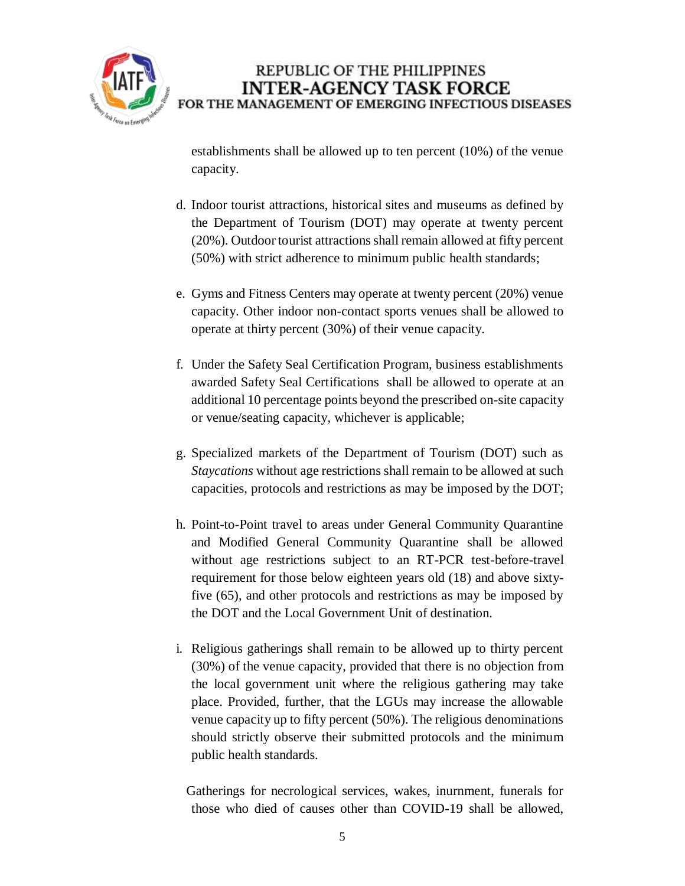establishments shall be allowed up to ten percent (10%) of the venue capacity.

d. Indoor tourist attractions, historical sites and museums as defined by the Department of Tourism (DOT) may operate at twenty percent (20%). Outdoor tourist attractions shall remain allowed at fifty percent (50%) with strict adherence to minimum public health standards;

e. Gyms and Fitness Centers may operate at twenty percent (20%) venue capacity. Other indoor non-contact sports venues shall be allowed to operate at thirty percent (30%) of their venue capacity.

f. Under the Safety Seal Certification Program, business establishments awarded Safety Seal Certifications shall be allowed to operate at an additional 10 percentage points beyond the prescribed on-site capacity or venue/seating capacity, whichever is applicable;

g. Specialized markets of the Department of Tourism (DOT) such as *Staycations* without age restrictions shall remain to be allowed at such capacities, protocols and restrictions as may be imposed by the DOT;

h. Point-to-Point travel to areas under General Community Quarantine and Modified General Community Quarantine shall be allowed without age restrictions subject to an RT-PCR test-before-travel requirement for those below eighteen years old (18) and above sixty-five (65), and other protocols and restrictions as may be imposed by the DOT and the Local Government Unit of destination.

i. Religious gatherings shall remain to be allowed up to thirty percent (30%) of the venue capacity, provided that there is no objection from the local government unit where the religious gathering may take place. Provided, further, that the LGUs may increase the allowable venue capacity up to fifty percent (50%). The religious denominations should strictly observe their submitted protocols and the minimum public health standards.

Gatherings for necrological services, wakes, inurnment, funerals for those who died of causes other than COVID-19 shall be allowed,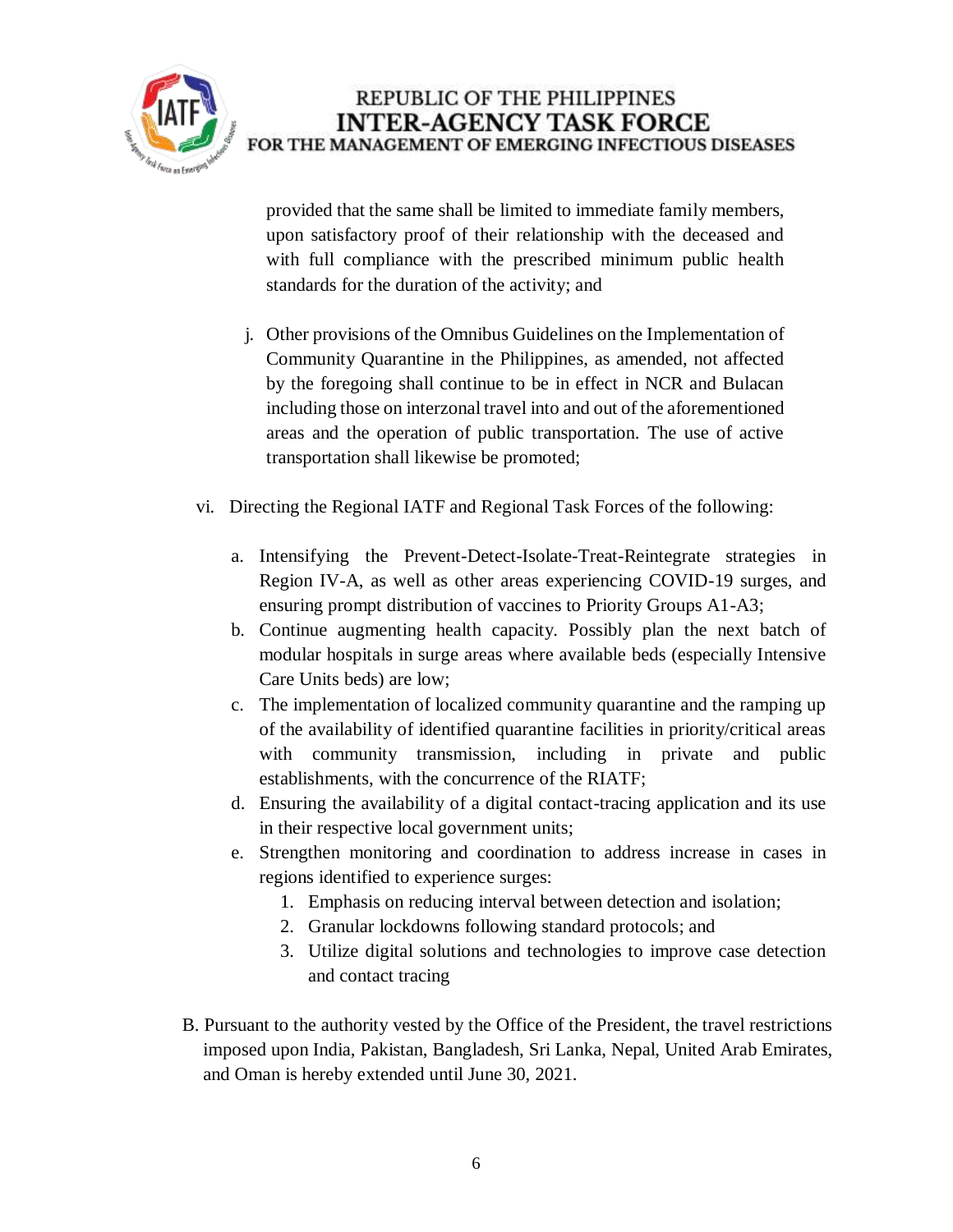provided that the same shall be limited to immediate family members, upon satisfactory proof of their relationship with the deceased and with full compliance with the prescribed minimum public health standards for the duration of the activity; and

j. Other provisions of the Omnibus Guidelines on the Implementation of Community Quarantine in the Philippines, as amended, not affected by the foregoing shall continue to be in effect in NCR and Bulacan including those on interzonal travel into and out of the aforementioned areas and the operation of public transportation. The use of active transportation shall likewise be promoted;

vi. Directing the Regional IATF and Regional Task Forces of the following:

a. Intensifying the Prevent-Detect-Isolate-Treat-Reintegrate strategies in Region IV-A, as well as other areas experiencing COVID-19 surges, and ensuring prompt distribution of vaccines to Priority Groups A1-A3;
b. Continue augmenting health capacity. Possibly plan the next batch of modular hospitals in surge areas where available beds (especially Intensive Care Units beds) are low;
c. The implementation of localized community quarantine and the ramping up of the availability of identified quarantine facilities in priority/critical areas with community transmission, including in private and public establishments, with the concurrence of the RIATF;
d. Ensuring the availability of a digital contact-tracing application and its use in their respective local government units;
e. Strengthen monitoring and coordination to address increase in cases in regions identified to experience surges:
   1. Emphasis on reducing interval between detection and isolation;
   2. Granular lockdowns following standard protocols; and
   3. Utilize digital solutions and technologies to improve case detection and contact tracing

B. Pursuant to the authority vested by the Office of the President, the travel restrictions imposed upon India, Pakistan, Bangladesh, Sri Lanka, Nepal, United Arab Emirates, and Oman is hereby extended until June 30, 2021.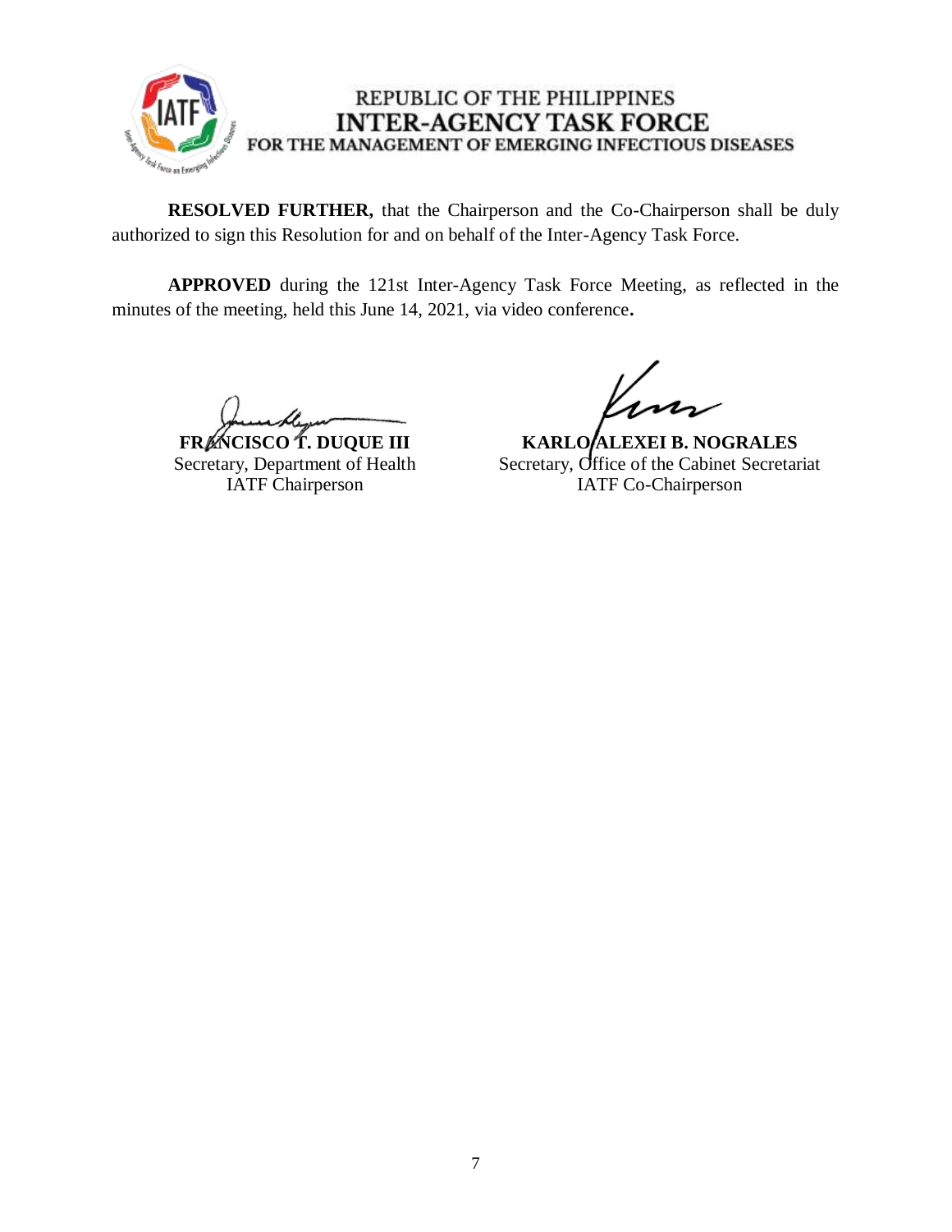**RESOLVED FURTHER,** that the Chairperson and the Co-Chairperson shall be duly authorized to sign this Resolution for and on behalf of the Inter-Agency Task Force.

**APPROVED** during the 121st Inter-Agency Task Force Meeting, as reflected in the minutes of the meeting, held this June 14, 2021, via video conference**.**

**FRANCISCO T. DUQUE III**
Secretary, Department of Health
IATF Chairperson

**KARLO ALEXEI B. NOGRALES**
Secretary, Office of the Cabinet Secretariat
IATF Co-Chairperson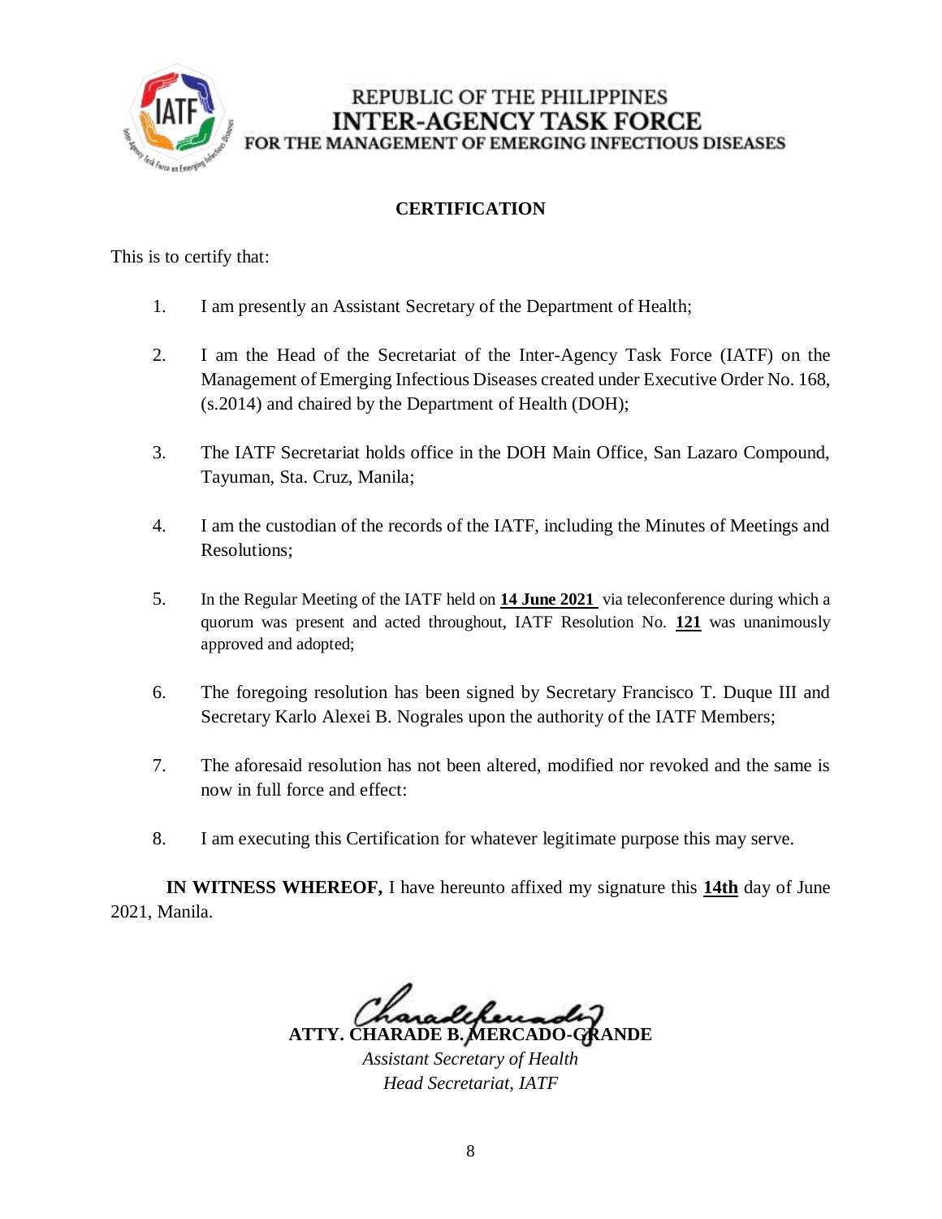REPUBLIC OF THE PHILIPPINES
**INTER-AGENCY TASK FORCE**
FOR THE MANAGEMENT OF EMERGING INFECTIOUS DISEASES

## CERTIFICATION

This is to certify that:

1. I am presently an Assistant Secretary of the Department of Health;

2. I am the Head of the Secretariat of the Inter-Agency Task Force (IATF) on the Management of Emerging Infectious Diseases created under Executive Order No. 168, (s.2014) and chaired by the Department of Health (DOH);

3. The IATF Secretariat holds office in the DOH Main Office, San Lazaro Compound, Tayuman, Sta. Cruz, Manila;

4. I am the custodian of the records of the IATF, including the Minutes of Meetings and Resolutions;

5. In the Regular Meeting of the IATF held on **14 June 2021** via teleconference during which a quorum was present and acted throughout, IATF Resolution No. **121** was unanimously approved and adopted;

6. The foregoing resolution has been signed by Secretary Francisco T. Duque III and Secretary Karlo Alexei B. Nograles upon the authority of the IATF Members;

7. The aforesaid resolution has not been altered, modified nor revoked and the same is now in full force and effect:

8. I am executing this Certification for whatever legitimate purpose this may serve.

**IN WITNESS WHEREOF,** I have hereunto affixed my signature this **14th** day of June 2021, Manila.

**ATTY. CHARADE B. MERCADO-GRANDE**
*Assistant Secretary of Health*
*Head Secretariat, IATF*